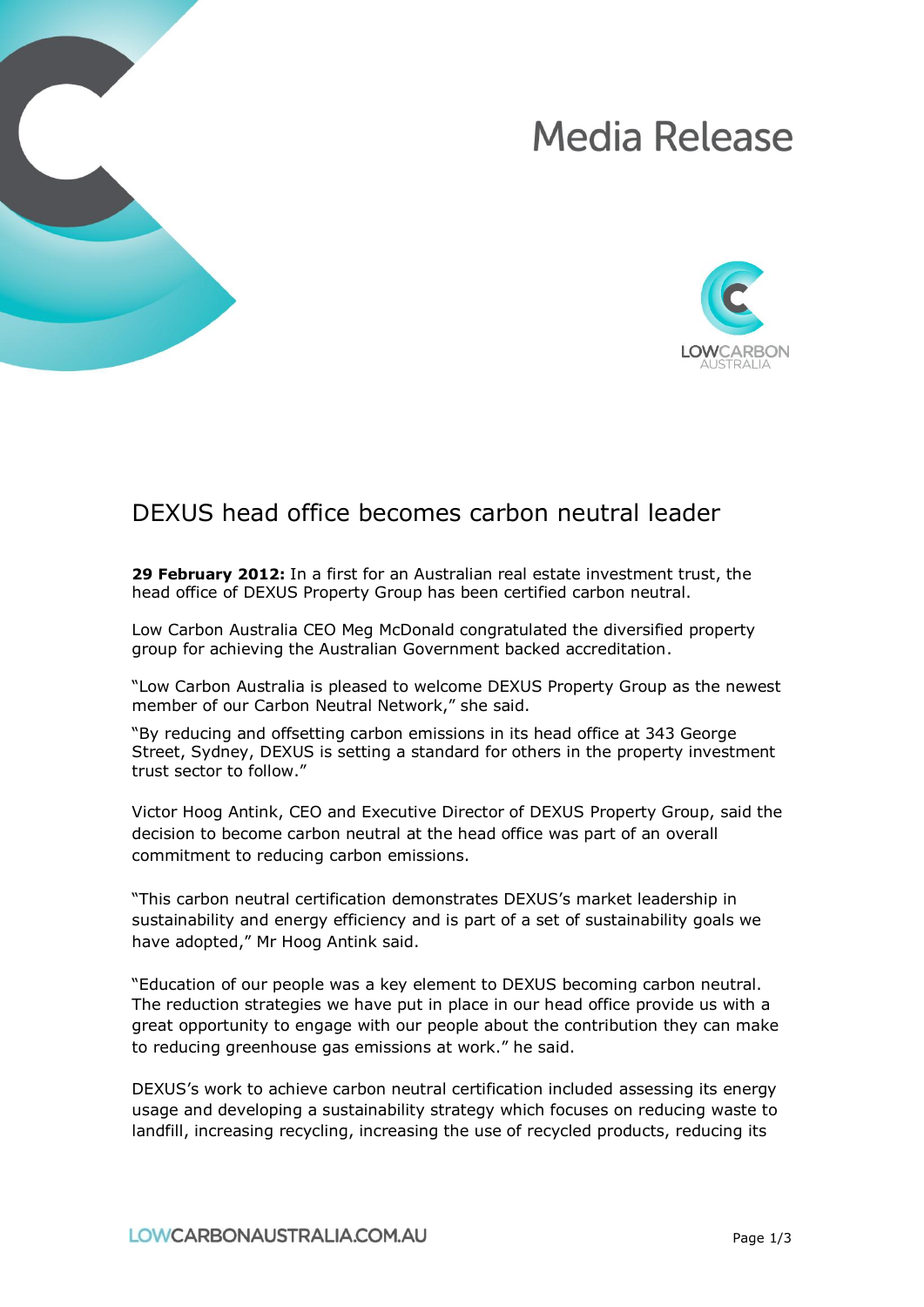# Media Release

## DEXUS head office becomes carbon neutral leader

**29 February 2012:** In a first for an Australian real estate investment trust, the head office of DEXUS Property Group has been certified carbon neutral.

Low Carbon Australia CEO Meg McDonald congratulated the diversified property group for achieving the Australian Government backed accreditation.

"Low Carbon Australia is pleased to welcome DEXUS Property Group as the newest member of our Carbon Neutral Network," she said.

"By reducing and offsetting carbon emissions in its head office at 343 George Street, Sydney, DEXUS is setting a standard for others in the property investment trust sector to follow."

Victor Hoog Antink, CEO and Executive Director of DEXUS Property Group, said the decision to become carbon neutral at the head office was part of an overall commitment to reducing carbon emissions.

"This carbon neutral certification demonstrates DEXUS's market leadership in sustainability and energy efficiency and is part of a set of sustainability goals we have adopted," Mr Hoog Antink said.

"Education of our people was a key element to DEXUS becoming carbon neutral. The reduction strategies we have put in place in our head office provide us with a great opportunity to engage with our people about the contribution they can make to reducing greenhouse gas emissions at work." he said.

DEXUS's work to achieve carbon neutral certification included assessing its energy usage and developing a sustainability strategy which focuses on reducing waste to landfill, increasing recycling, increasing the use of recycled products, reducing its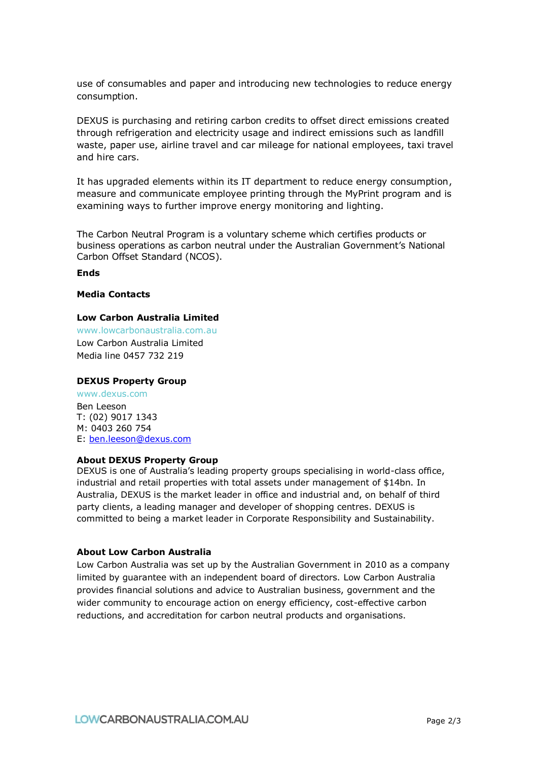use of consumables and paper and introducing new technologies to reduce energy consumption.

DEXUS is purchasing and retiring carbon credits to offset direct emissions created through refrigeration and electricity usage and indirect emissions such as landfill waste, paper use, airline travel and car mileage for national employees, taxi travel and hire cars.

It has upgraded elements within its IT department to reduce energy consumption, measure and communicate employee printing through the MyPrint program and is examining ways to further improve energy monitoring and lighting.

The Carbon Neutral Program is a voluntary scheme which certifies products or business operations as carbon neutral under the Australian Government's National Carbon Offset Standard (NCOS).

**Ends**

**Media Contacts**

**Low Carbon Australia Limited**
www.lowcarbonaustralia.com.au
Low Carbon Australia Limited
Media line 0457 732 219

**DEXUS Property Group**
www.dexus.com
Ben Leeson
T: (02) 9017 1343
M: 0403 260 754
E: ben.leeson@dexus.com

**About DEXUS Property Group**
DEXUS is one of Australia's leading property groups specialising in world-class office, industrial and retail properties with total assets under management of $14bn. In Australia, DEXUS is the market leader in office and industrial and, on behalf of third party clients, a leading manager and developer of shopping centres. DEXUS is committed to being a market leader in Corporate Responsibility and Sustainability.

**About Low Carbon Australia**
Low Carbon Australia was set up by the Australian Government in 2010 as a company limited by guarantee with an independent board of directors. Low Carbon Australia provides financial solutions and advice to Australian business, government and the wider community to encourage action on energy efficiency, cost-effective carbon reductions, and accreditation for carbon neutral products and organisations.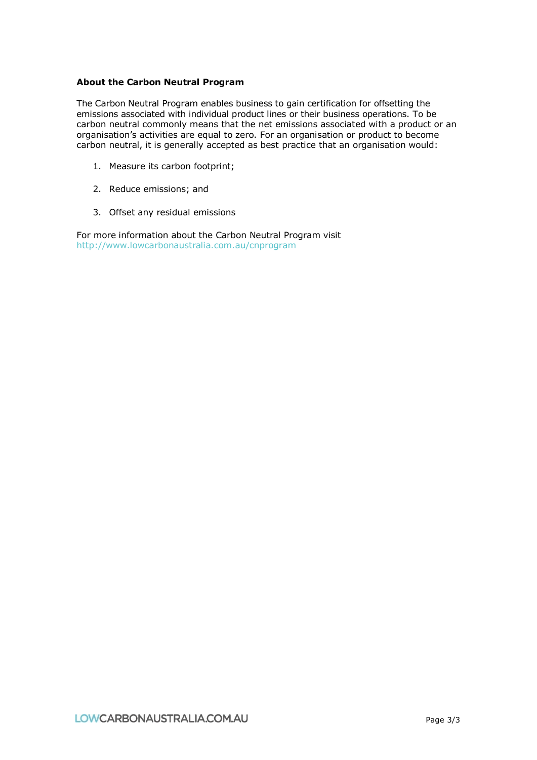**About the Carbon Neutral Program**

The Carbon Neutral Program enables business to gain certification for offsetting the emissions associated with individual product lines or their business operations. To be carbon neutral commonly means that the net emissions associated with a product or an organisation's activities are equal to zero. For an organisation or product to become carbon neutral, it is generally accepted as best practice that an organisation would:

1. Measure its carbon footprint;
2. Reduce emissions; and
3. Offset any residual emissions

For more information about the Carbon Neutral Program visit http://www.lowcarbonaustralia.com.au/cnprogram